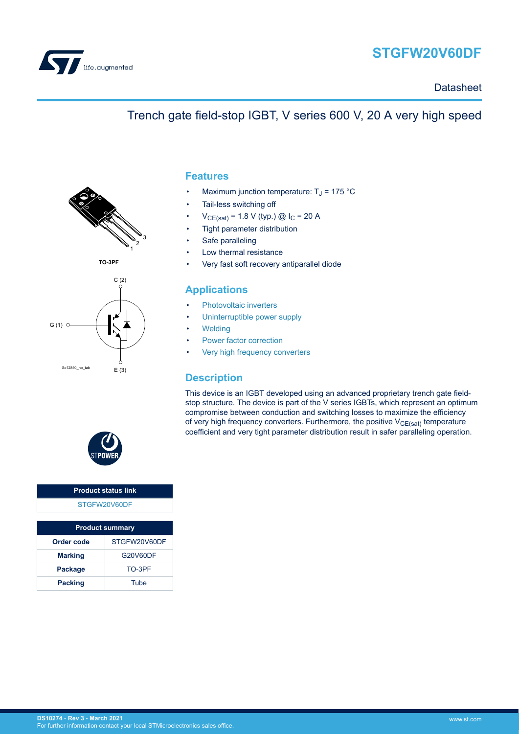# STGFW20V60DF

Datasheet

## Trench gate field-stop IGBT, V series 600 V, 20 A very high speed

TO-3PF

## Features

- Maximum junction temperature: $T_J$ = 175 °C
- Tail-less switching off
- $V_{CE(sat)}$ = 1.8 V (typ.) @ $I_C$ = 20 A
- Tight parameter distribution
- Safe paralleling
- Low thermal resistance
- Very fast soft recovery antiparallel diode

## Applications

- Photovoltaic inverters
- Uninterruptible power supply
- Welding
- Power factor correction
- Very high frequency converters

## Description

This device is an IGBT developed using an advanced proprietary trench gate field-stop structure. The device is part of the V series IGBTs, which represent an optimum compromise between conduction and switching losses to maximize the efficiency of very high frequency converters. Furthermore, the positive $V_{CE(sat)}$ temperature coefficient and very tight parameter distribution result in safer paralleling operation.

| Product status link |
| --- |
| STGFW20V60DF |

| Product summary | |
| --- | --- |
| **Order code** | STGFW20V60DF |
| **Marking** | G20V60DF |
| **Package** | TO-3PF |
| **Packing** | Tube |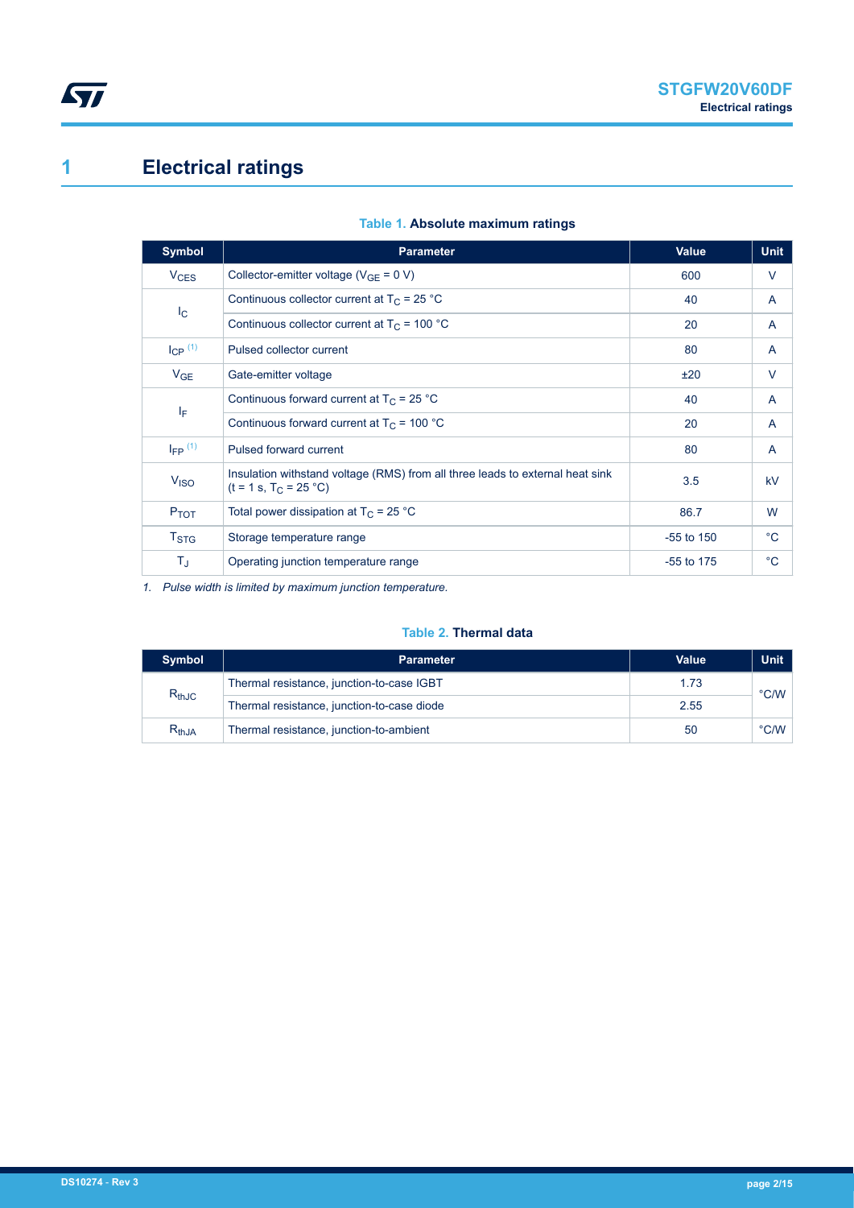# 1 Electrical ratings

**Table 1. Absolute maximum ratings**

| Symbol | Parameter | Value | Unit |
|---|---|---|---|
| $V_{CES}$ | Collector-emitter voltage ($V_{GE}$ = 0 V) | 600 | V |
| $I_C$ | Continuous collector current at $T_C$ = 25 °C | 40 | A |
| | Continuous collector current at $T_C$ = 100 °C | 20 | A |
| $I_{CP}$ [(1)] | Pulsed collector current | 80 | A |
| $V_{GE}$ | Gate-emitter voltage | ±20 | V |
| $I_F$ | Continuous forward current at $T_C$ = 25 °C | 40 | A |
| | Continuous forward current at $T_C$ = 100 °C | 20 | A |
| $I_{FP}$ [(1)] | Pulsed forward current | 80 | A |
| $V_{ISO}$ | Insulation withstand voltage (RMS) from all three leads to external heat sink (t = 1 s, $T_C$ = 25 °C) | 3.5 | kV |
| $P_{TOT}$ | Total power dissipation at $T_C$ = 25 °C | 86.7 | W |
| $T_{STG}$ | Storage temperature range | -55 to 150 | °C |
| $T_J$ | Operating junction temperature range | -55 to 175 | °C |

*1. Pulse width is limited by maximum junction temperature.*

**Table 2. Thermal data**

| Symbol | Parameter | Value | Unit |
|---|---|---|---|
| $R_{thJC}$ | Thermal resistance, junction-to-case IGBT | 1.73 | °C/W |
| | Thermal resistance, junction-to-case diode | 2.55 | |
| $R_{thJA}$ | Thermal resistance, junction-to-ambient | 50 | °C/W |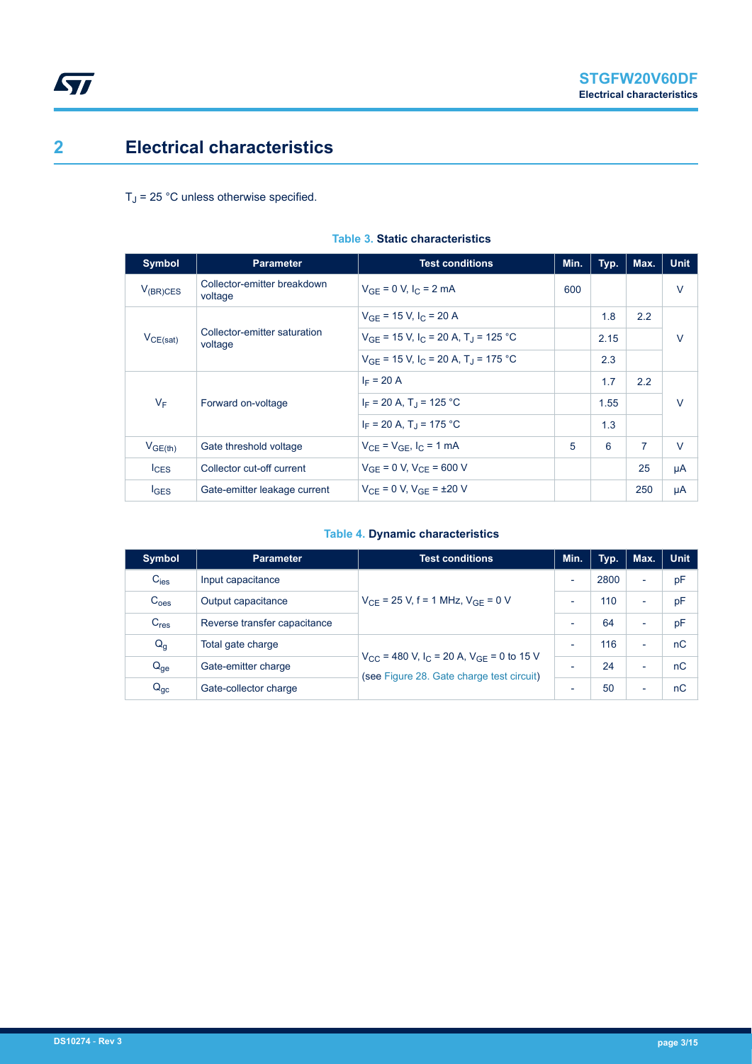# 2 Electrical characteristics

$T_J$ = 25 °C unless otherwise specified.

**Table 3. Static characteristics**

| Symbol | Parameter | Test conditions | Min. | Typ. | Max. | Unit |
|---|---|---|---|---|---|---|
| $V_{(BR)CES}$ | Collector-emitter breakdown voltage | $V_{GE}$ = 0 V, $I_C$ = 2 mA | 600 | | | V |
| $V_{CE(sat)}$ | Collector-emitter saturation voltage | $V_{GE}$ = 15 V, $I_C$ = 20 A | | 1.8 | 2.2 | V |
| | | $V_{GE}$ = 15 V, $I_C$ = 20 A, $T_J$ = 125 °C | | 2.15 | | |
| | | $V_{GE}$ = 15 V, $I_C$ = 20 A, $T_J$ = 175 °C | | 2.3 | | |
| $V_F$ | Forward on-voltage | $I_F$ = 20 A | | 1.7 | 2.2 | V |
| | | $I_F$ = 20 A, $T_J$ = 125 °C | | 1.55 | | |
| | | $I_F$ = 20 A, $T_J$ = 175 °C | | 1.3 | | |
| $V_{GE(th)}$ | Gate threshold voltage | $V_{CE}$ = $V_{GE}$, $I_C$ = 1 mA | 5 | 6 | 7 | V |
| $I_{CES}$ | Collector cut-off current | $V_{GE}$ = 0 V, $V_{CE}$ = 600 V | | | 25 | µA |
| $I_{GES}$ | Gate-emitter leakage current | $V_{CE}$ = 0 V, $V_{GE}$ = ±20 V | | | 250 | µA |

**Table 4. Dynamic characteristics**

| Symbol | Parameter | Test conditions | Min. | Typ. | Max. | Unit |
|---|---|---|---|---|---|---|
| $C_{ies}$ | Input capacitance | $V_{CE}$ = 25 V, f = 1 MHz, $V_{GE}$ = 0 V | - | 2800 | - | pF |
| $C_{oes}$ | Output capacitance | | - | 110 | - | pF |
| $C_{res}$ | Reverse transfer capacitance | | - | 64 | - | pF |
| $Q_g$ | Total gate charge | $V_{CC}$ = 480 V, $I_C$ = 20 A, $V_{GE}$ = 0 to 15 V (see Figure 28. Gate charge test circuit) | - | 116 | - | nC |
| $Q_{ge}$ | Gate-emitter charge | | - | 24 | - | nC |
| $Q_{gc}$ | Gate-collector charge | | - | 50 | - | nC |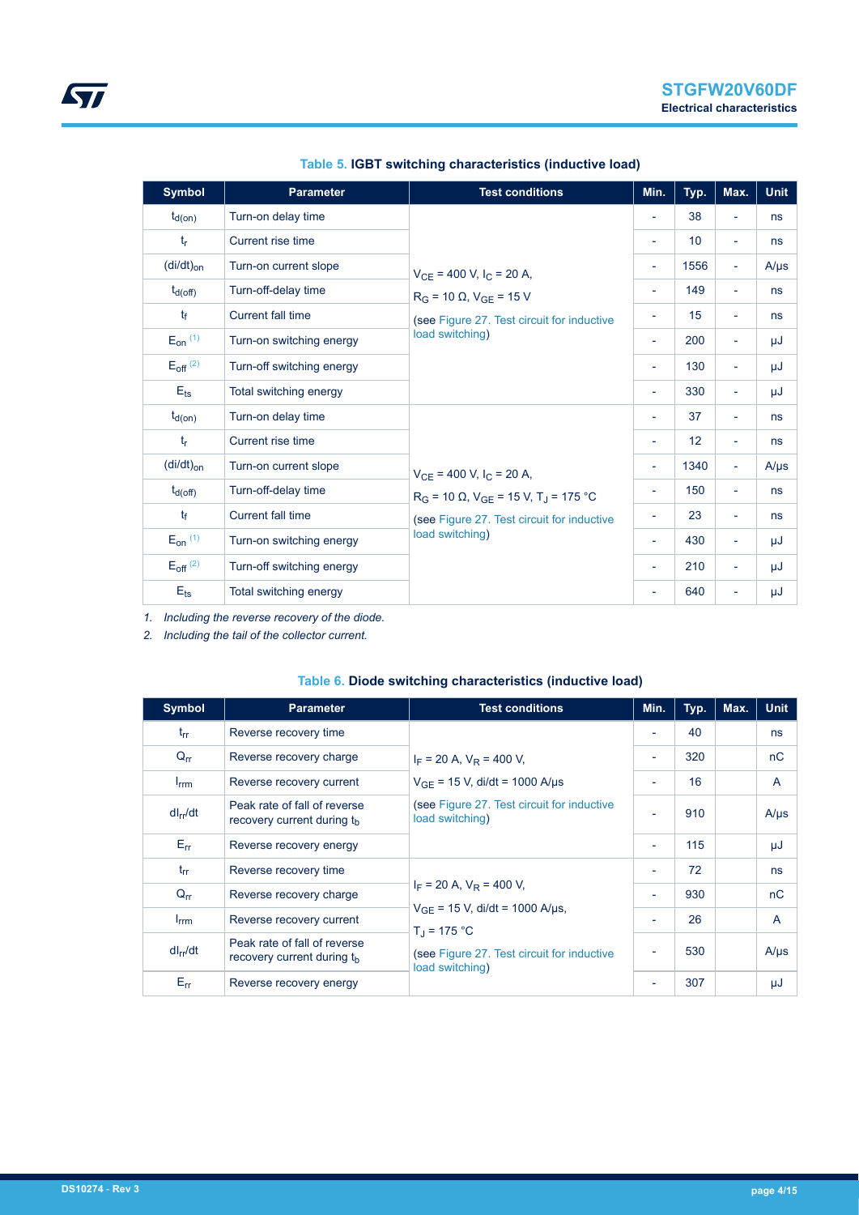**Table 5. IGBT switching characteristics (inductive load)**

| Symbol | Parameter | Test conditions | Min. | Typ. | Max. | Unit |
|---|---|---|---|---|---|---|
| $t_{d(on)}$ | Turn-on delay time | $V_{CE}$ = 400 V, $I_C$ = 20 A, $R_G$ = 10 Ω, $V_{GE}$ = 15 V (see Figure 27. Test circuit for inductive load switching) | - | 38 | - | ns |
| $t_r$ | Current rise time | | - | 10 | - | ns |
| $(di/dt)_{on}$ | Turn-on current slope | | - | 1556 | - | A/μs |
| $t_{d(off)}$ | Turn-off-delay time | | - | 149 | - | ns |
| $t_f$ | Current fall time | | - | 15 | - | ns |
| $E_{on}$ [(1)] | Turn-on switching energy | | - | 200 | - | μJ |
| $E_{off}$ [(2)] | Turn-off switching energy | | - | 130 | - | μJ |
| $E_{ts}$ | Total switching energy | | - | 330 | - | μJ |
| $t_{d(on)}$ | Turn-on delay time | $V_{CE}$ = 400 V, $I_C$ = 20 A, $R_G$ = 10 Ω, $V_{GE}$ = 15 V, $T_J$ = 175 °C (see Figure 27. Test circuit for inductive load switching) | - | 37 | - | ns |
| $t_r$ | Current rise time | | - | 12 | - | ns |
| $(di/dt)_{on}$ | Turn-on current slope | | - | 1340 | - | A/μs |
| $t_{d(off)}$ | Turn-off-delay time | | - | 150 | - | ns |
| $t_f$ | Current fall time | | - | 23 | - | ns |
| $E_{on}$ [(1)] | Turn-on switching energy | | - | 430 | - | μJ |
| $E_{off}$ [(2)] | Turn-off switching energy | | - | 210 | - | μJ |
| $E_{ts}$ | Total switching energy | | - | 640 | - | μJ |

1. *Including the reverse recovery of the diode.*
2. *Including the tail of the collector current.*

**Table 6. Diode switching characteristics (inductive load)**

| Symbol | Parameter | Test conditions | Min. | Typ. | Max. | Unit |
|---|---|---|---|---|---|---|
| $t_{rr}$ | Reverse recovery time | $I_F$ = 20 A, $V_R$ = 400 V, $V_{GE}$ = 15 V, di/dt = 1000 A/μs (see Figure 27. Test circuit for inductive load switching) | - | 40 | | ns |
| $Q_{rr}$ | Reverse recovery charge | | - | 320 | | nC |
| $I_{rrm}$ | Reverse recovery current | | - | 16 | | A |
| $dI_{rr}/dt$ | Peak rate of fall of reverse recovery current during $t_b$ | | - | 910 | | A/μs |
| $E_{rr}$ | Reverse recovery energy | | - | 115 | | μJ |
| $t_{rr}$ | Reverse recovery time | $I_F$ = 20 A, $V_R$ = 400 V, $V_{GE}$ = 15 V, di/dt = 1000 A/μs, $T_J$ = 175 °C (see Figure 27. Test circuit for inductive load switching) | - | 72 | | ns |
| $Q_{rr}$ | Reverse recovery charge | | - | 930 | | nC |
| $I_{rrm}$ | Reverse recovery current | | - | 26 | | A |
| $dI_{rr}/dt$ | Peak rate of fall of reverse recovery current during $t_b$ | | - | 530 | | A/μs |
| $E_{rr}$ | Reverse recovery energy | | - | 307 | | μJ |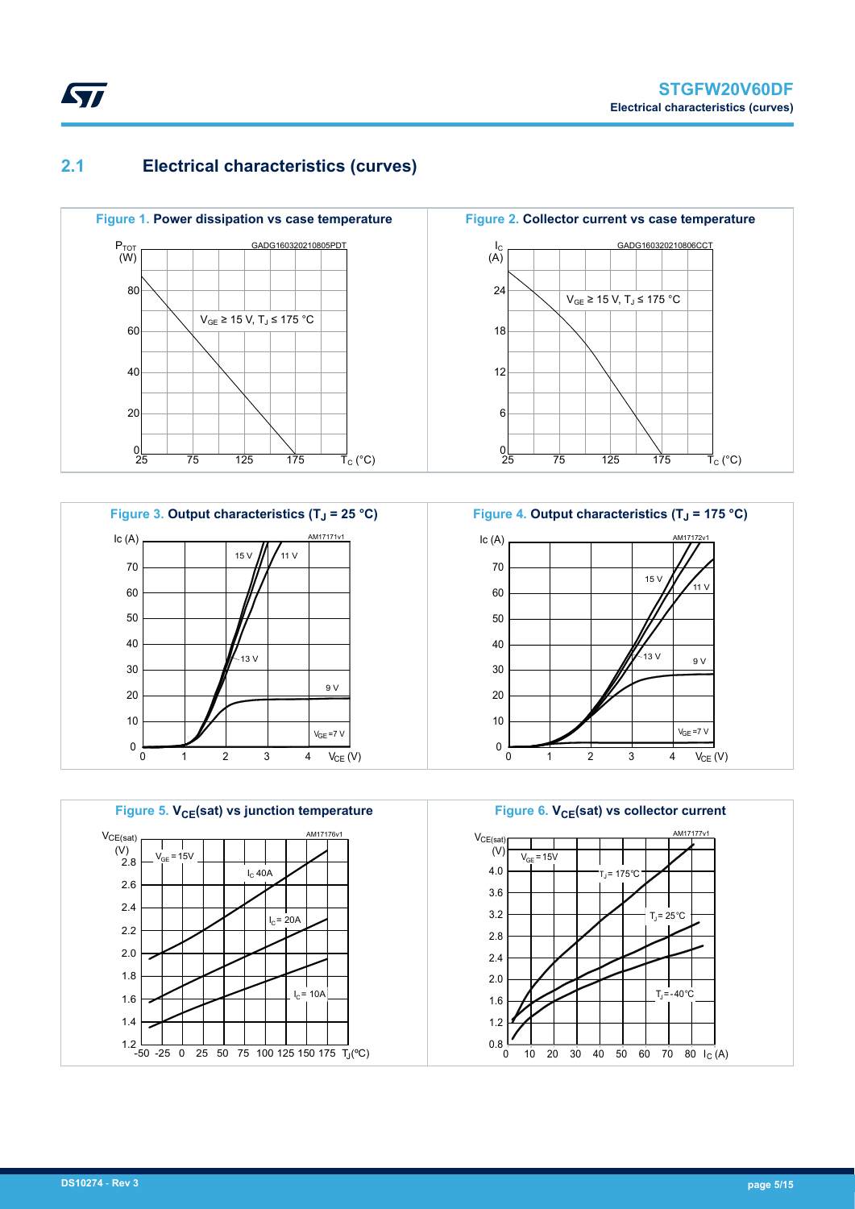## 2.1 Electrical characteristics (curves)

**Figure 1. Power dissipation vs case temperature**

**Figure 2. Collector current vs case temperature**

**Figure 3. Output characteristics ($T_J$ = 25 °C)**

**Figure 4. Output characteristics ($T_J$ = 175 °C)**

**Figure 5. $V_{CE}$(sat) vs junction temperature**

**Figure 6. $V_{CE}$(sat) vs collector current**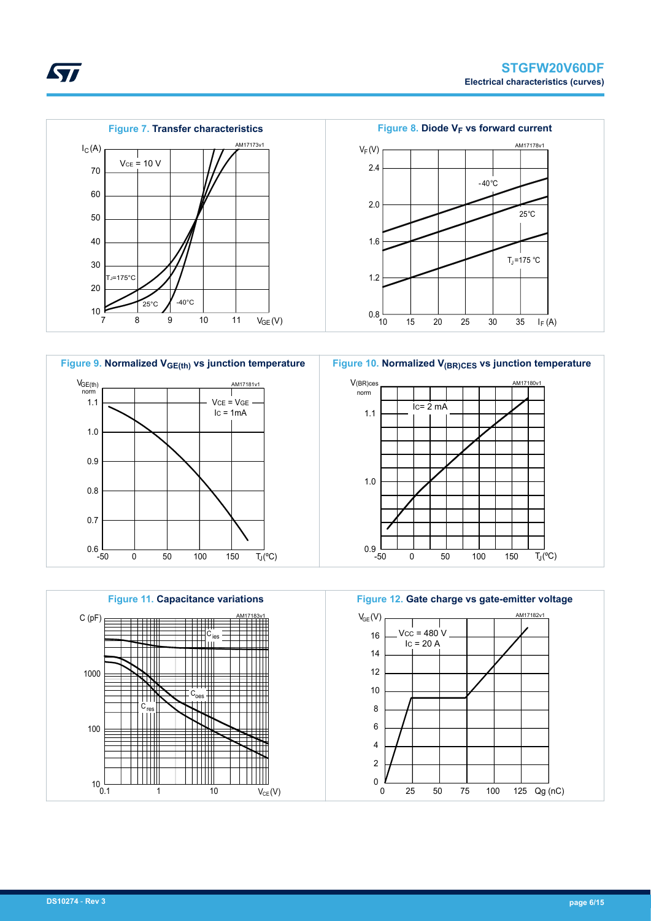**Figure 7.** Transfer characteristics

**Figure 8.** Diode $V_F$ vs forward current

**Figure 9.** Normalized $V_{GE(th)}$ vs junction temperature

**Figure 10.** Normalized $V_{(BR)CES}$ vs junction temperature

**Figure 11.** Capacitance variations

**Figure 12.** Gate charge vs gate-emitter voltage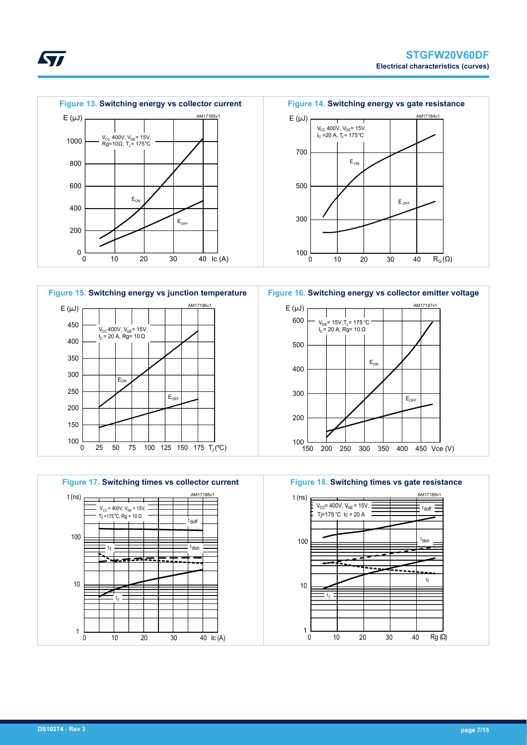Figure 13. Switching energy vs collector current

Figure 14. Switching energy vs gate resistance

Figure 15. Switching energy vs junction temperature

Figure 16. Switching energy vs collector emitter voltage

Figure 17. Switching times vs collector current

Figure 18. Switching times vs gate resistance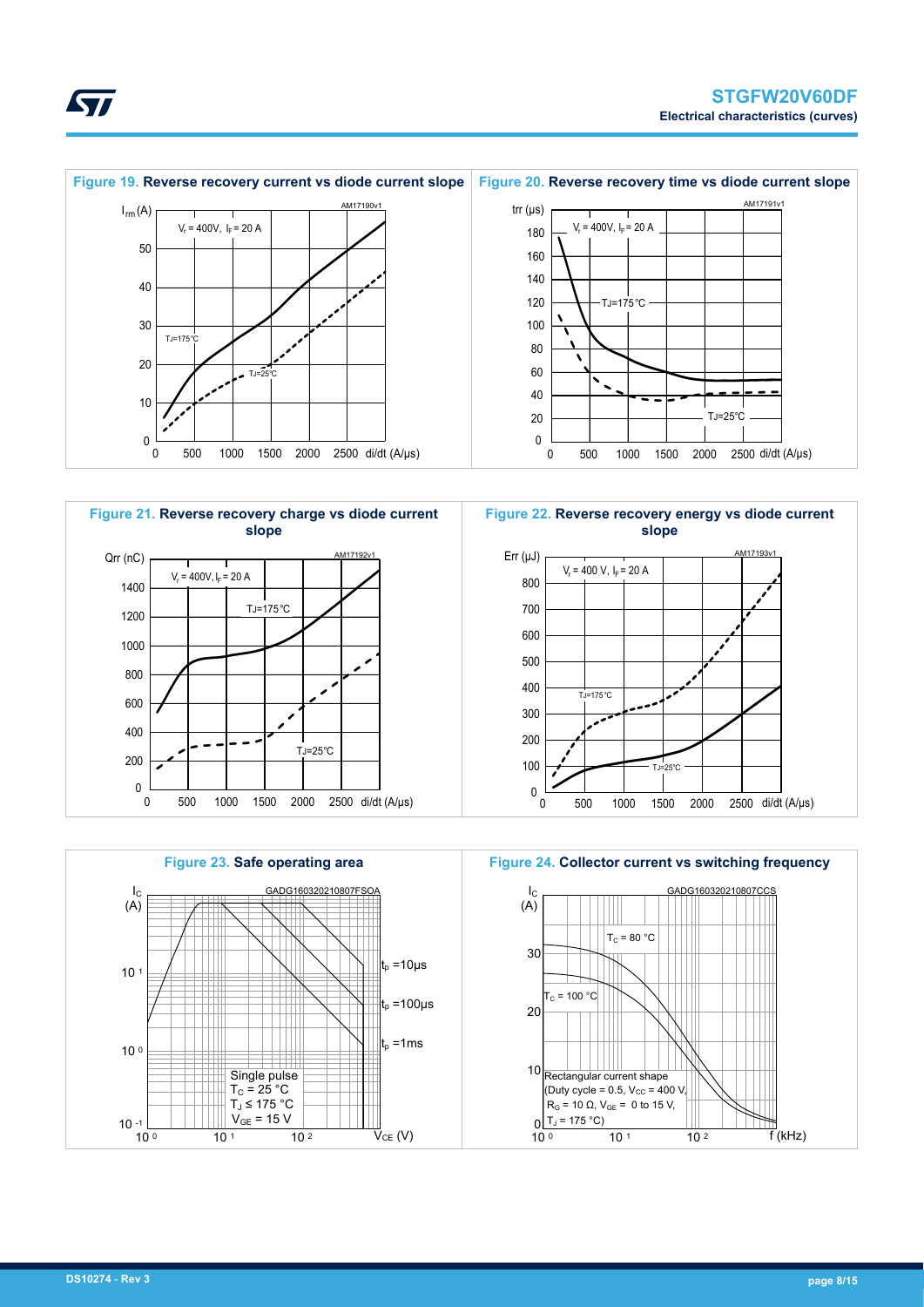**Figure 19.** Reverse recovery current vs diode current slope

$I_{rm}$ (A)

$V_r$ = 400V, $I_F$ = 20 A

AM17190v1

$T_J$=175°C

$T_J$=25°C

di/dt (A/μs)

**Figure 20.** Reverse recovery time vs diode current slope

trr (μs)

$V_r$ = 400V, $I_F$ = 20 A

AM17191v1

$T_J$=175°C

$T_J$=25°C

di/dt (A/μs)

**Figure 21.** Reverse recovery charge vs diode current slope

Qrr (nC)

$V_r$ = 400V, $I_F$ = 20 A

AM17192v1

$T_J$=175°C

$T_J$=25°C

di/dt (A/μs)

**Figure 22.** Reverse recovery energy vs diode current slope

Err (μJ)

$V_r$ = 400 V, $I_F$ = 20 A

AM17193v1

$T_J$=175°C

$T_J$=25°C

di/dt (A/μs)

**Figure 23.** Safe operating area

$I_C$ (A)

GADG160320210807FSOA

$t_p$ =10μs

$t_p$ =100μs

$t_p$ =1ms

Single pulse
$T_C$ = 25 °C
$T_J$ ≤ 175 °C
$V_{GE}$ = 15 V

$V_{CE}$ (V)

**Figure 24.** Collector current vs switching frequency

$I_C$ (A)

GADG160320210807CCS

$T_C$ = 80 °C

$T_C$ = 100 °C

Rectangular current shape
(Duty cycle = 0.5, $V_{CC}$ = 400 V,
$R_G$ = 10 Ω, $V_{GE}$ = 0 to 15 V,
$T_J$ = 175 °C)

f (kHz)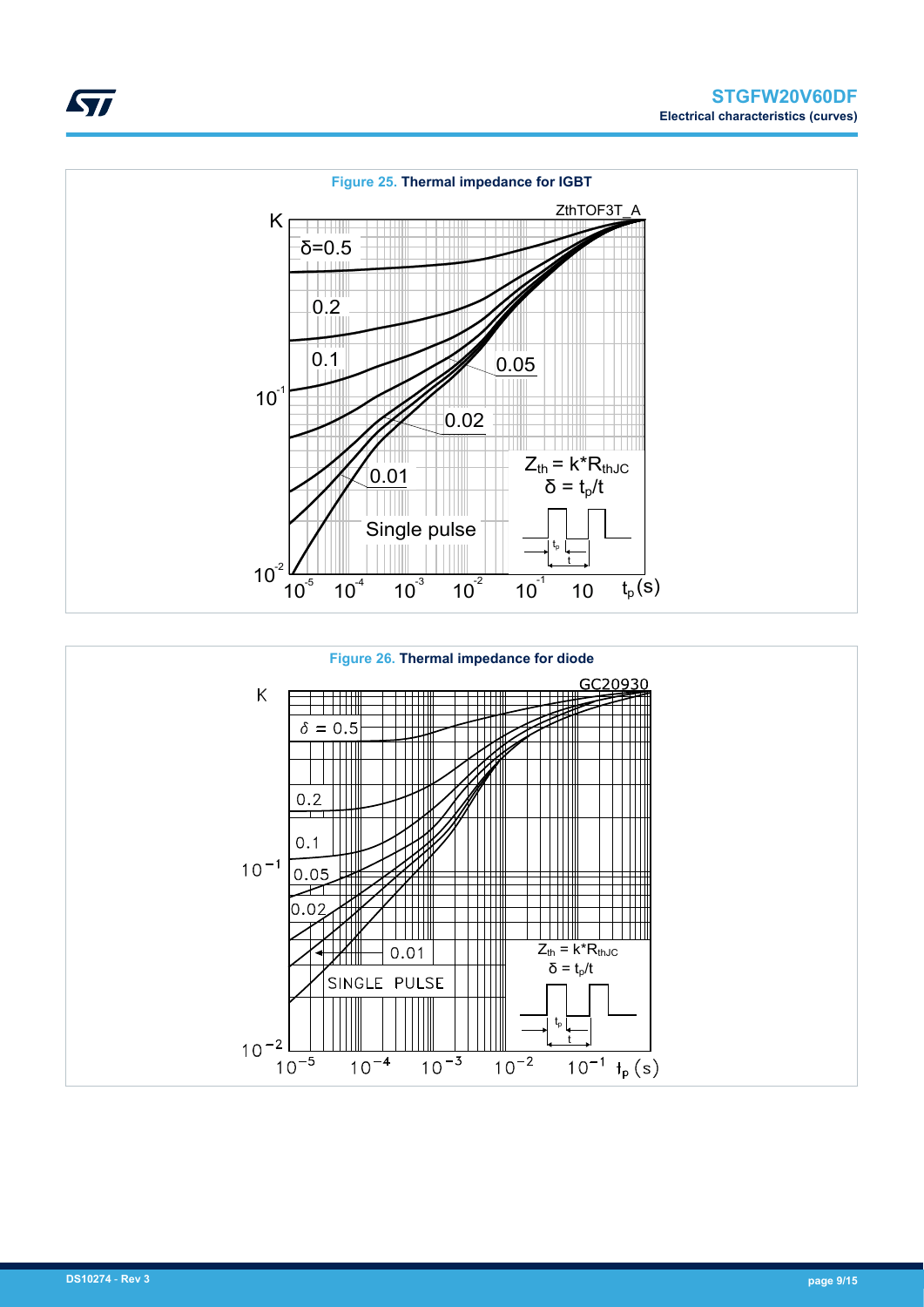**Figure 25. Thermal impedance for IGBT**

**Figure 26. Thermal impedance for diode**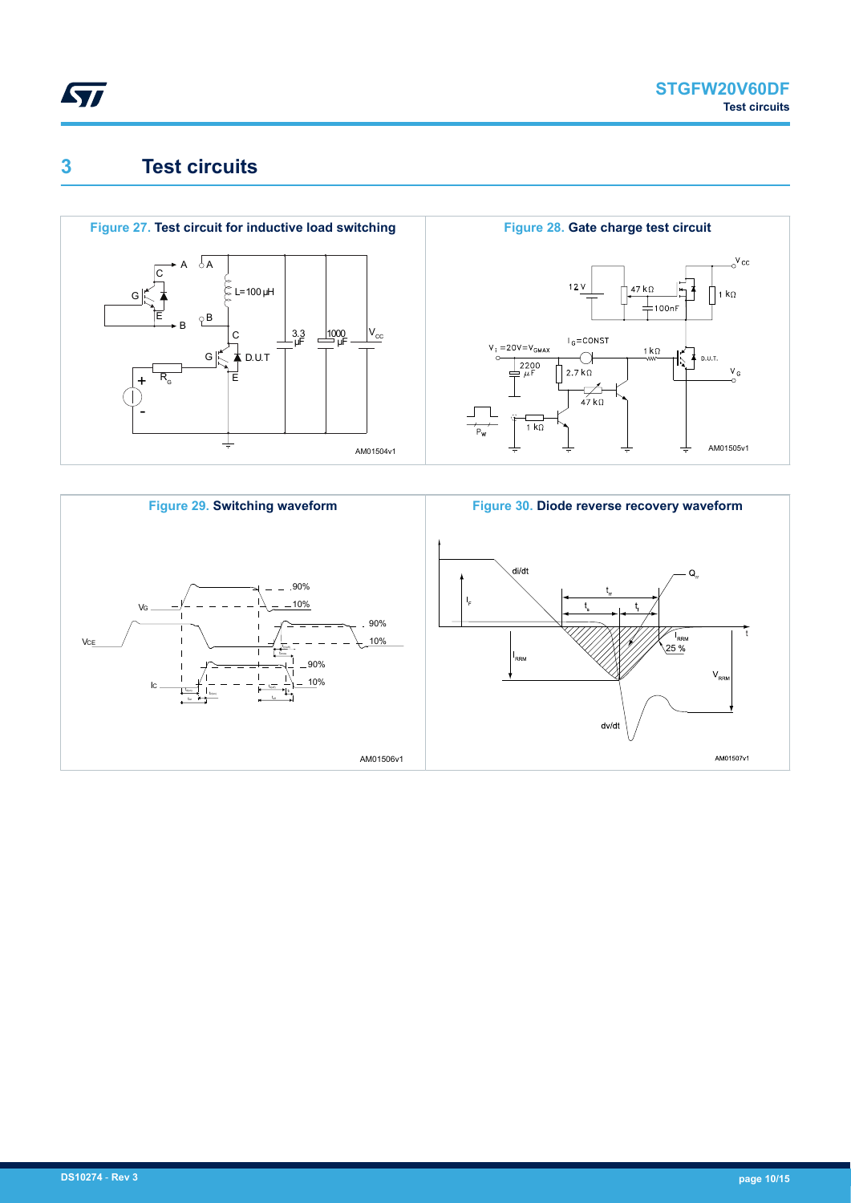# 3 Test circuits

**Figure 27. Test circuit for inductive load switching**

AM01504v1

**Figure 28. Gate charge test circuit**

AM01505v1

**Figure 29. Switching waveform**

AM01506v1

**Figure 30. Diode reverse recovery waveform**

AM01507v1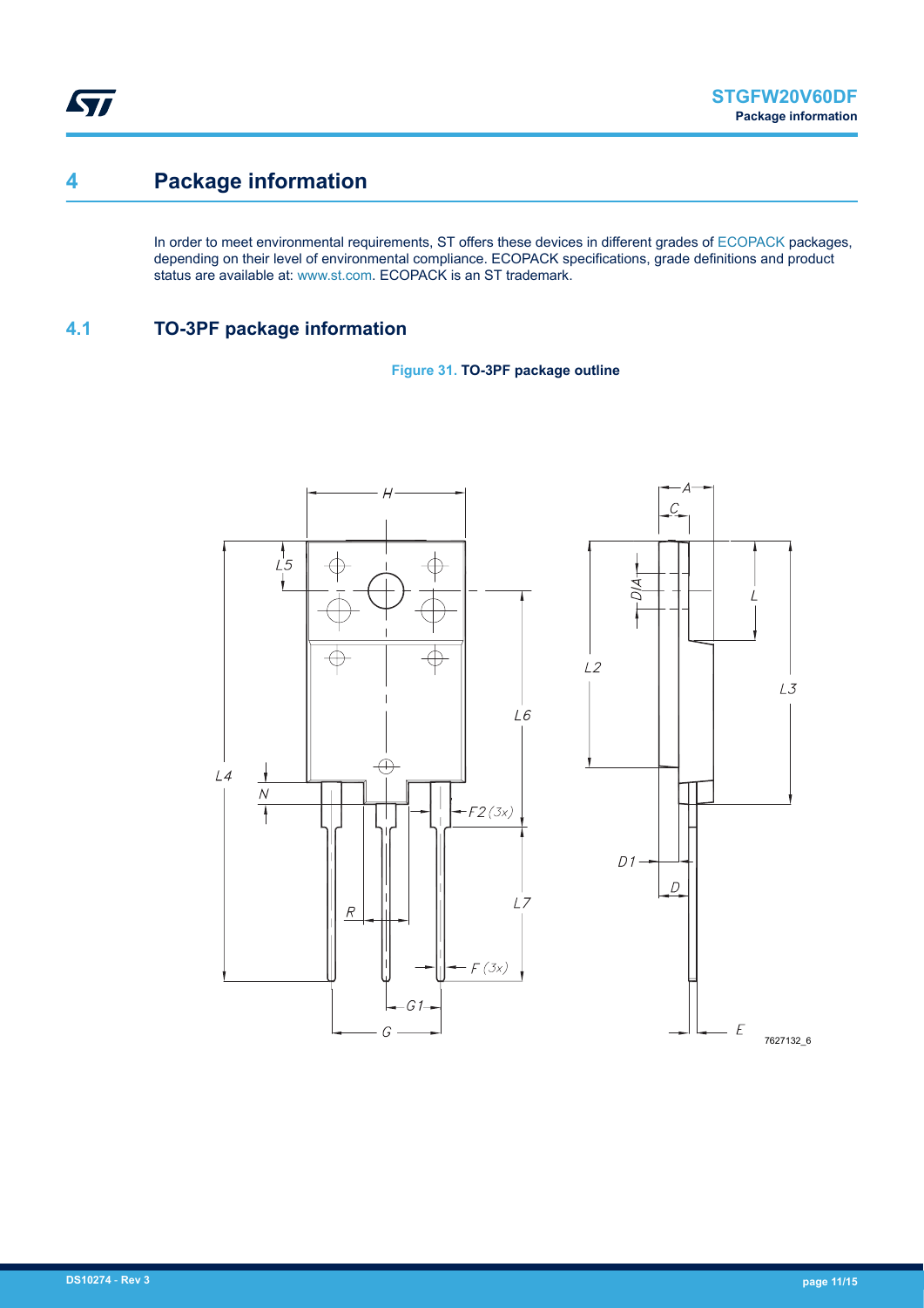# 4 Package information

In order to meet environmental requirements, ST offers these devices in different grades of ECOPACK packages, depending on their level of environmental compliance. ECOPACK specifications, grade definitions and product status are available at: www.st.com. ECOPACK is an ST trademark.

## 4.1 TO-3PF package information

**Figure 31. TO-3PF package outline**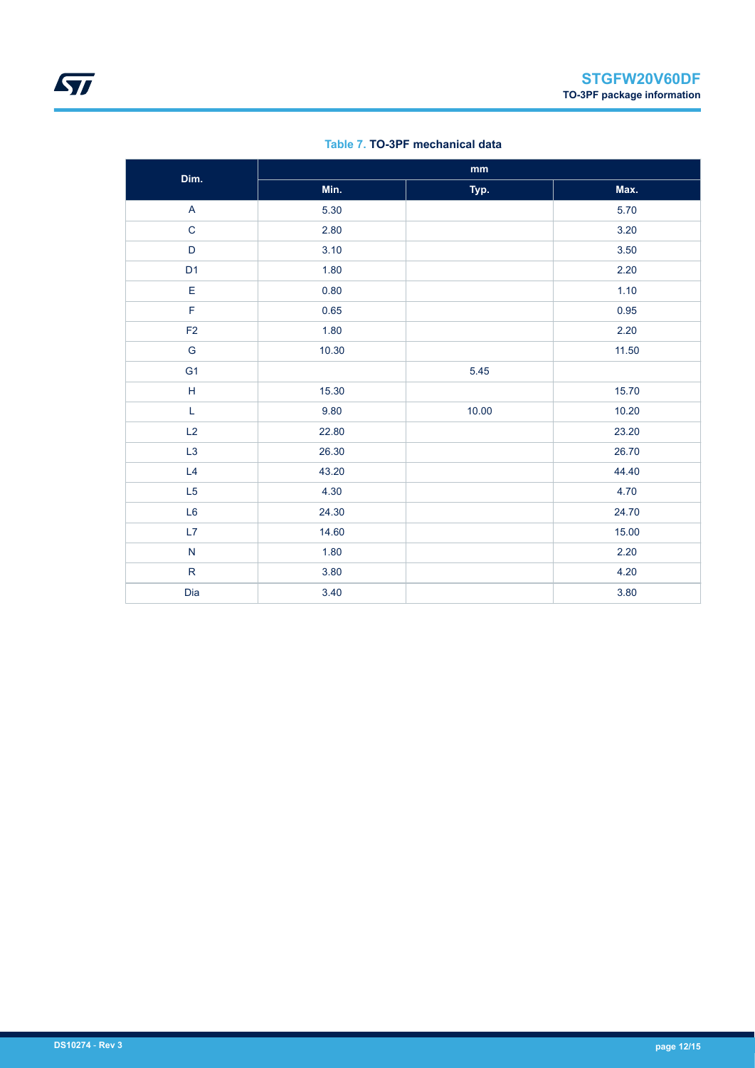Table 7. **TO-3PF mechanical data**

| Dim. | mm | | |
|---|---|---|---|
| | Min. | Typ. | Max. |
| A | 5.30 | | 5.70 |
| C | 2.80 | | 3.20 |
| D | 3.10 | | 3.50 |
| D1 | 1.80 | | 2.20 |
| E | 0.80 | | 1.10 |
| F | 0.65 | | 0.95 |
| F2 | 1.80 | | 2.20 |
| G | 10.30 | | 11.50 |
| G1 | | 5.45 | |
| H | 15.30 | | 15.70 |
| L | 9.80 | 10.00 | 10.20 |
| L2 | 22.80 | | 23.20 |
| L3 | 26.30 | | 26.70 |
| L4 | 43.20 | | 44.40 |
| L5 | 4.30 | | 4.70 |
| L6 | 24.30 | | 24.70 |
| L7 | 14.60 | | 15.00 |
| N | 1.80 | | 2.20 |
| R | 3.80 | | 4.20 |
| Dia | 3.40 | | 3.80 |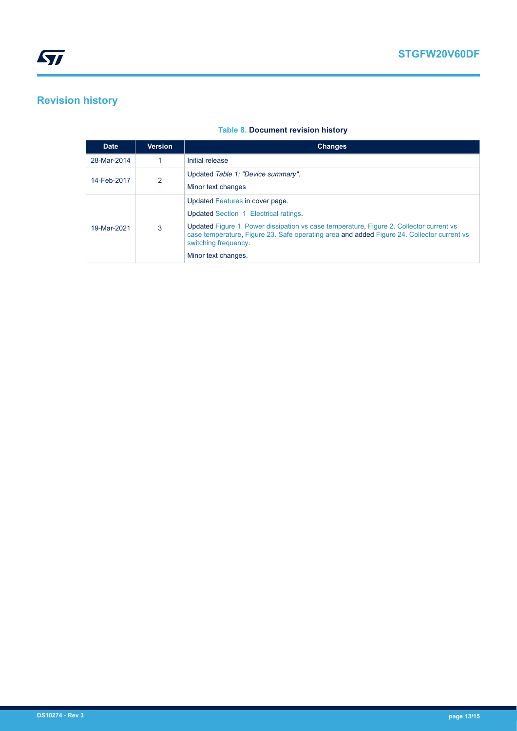## Revision history

**Table 8. Document revision history**

| Date | Version | Changes |
| --- | --- | --- |
| 28-Mar-2014 | 1 | Initial release |
| 14-Feb-2017 | 2 | Updated *Table 1: "Device summary".*<br>Minor text changes |
| 19-Mar-2021 | 3 | Updated Features in cover page.<br>Updated Section 1 Electrical ratings.<br>Updated Figure 1. Power dissipation vs case temperature, Figure 2. Collector current vs case temperature, Figure 23. Safe operating area and added Figure 24. Collector current vs switching frequency.<br>Minor text changes. |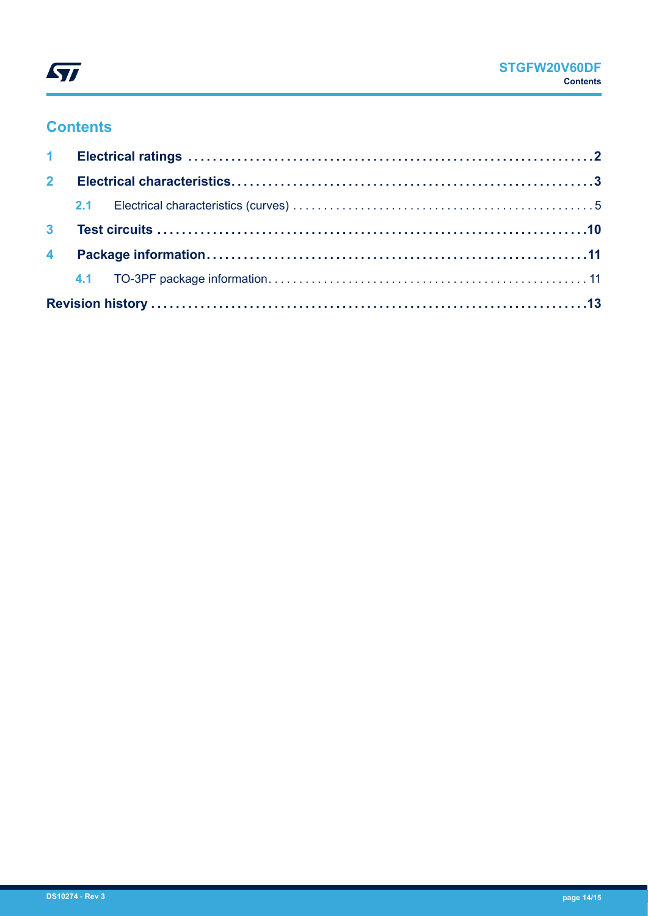# Contents

1 Electrical ratings .....2

2 Electrical characteristics.....3

2.1 Electrical characteristics (curves) .....5

3 Test circuits .....10

4 Package information.....11

4.1 TO-3PF package information.....11

Revision history .....13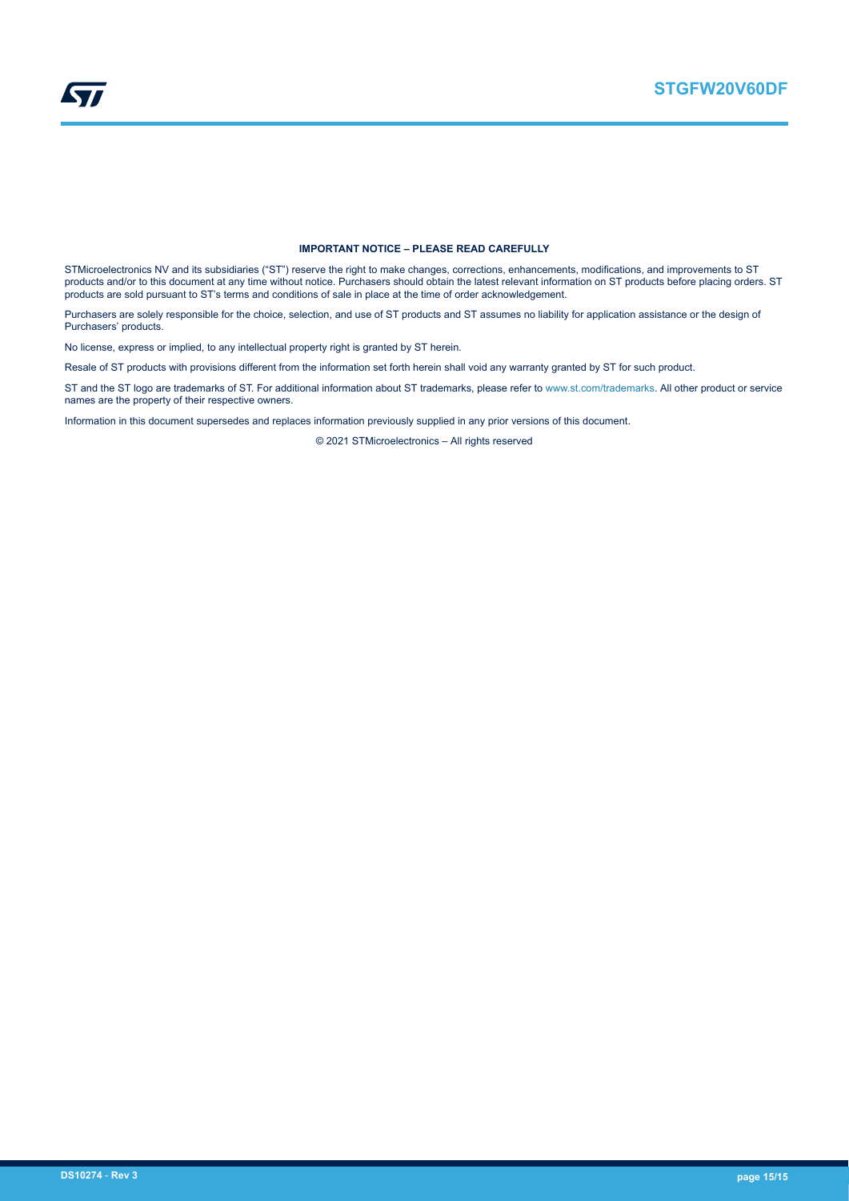**IMPORTANT NOTICE – PLEASE READ CAREFULLY**

STMicroelectronics NV and its subsidiaries ("ST") reserve the right to make changes, corrections, enhancements, modifications, and improvements to ST products and/or to this document at any time without notice. Purchasers should obtain the latest relevant information on ST products before placing orders. ST products are sold pursuant to ST's terms and conditions of sale in place at the time of order acknowledgement.

Purchasers are solely responsible for the choice, selection, and use of ST products and ST assumes no liability for application assistance or the design of Purchasers' products.

No license, express or implied, to any intellectual property right is granted by ST herein.

Resale of ST products with provisions different from the information set forth herein shall void any warranty granted by ST for such product.

ST and the ST logo are trademarks of ST. For additional information about ST trademarks, please refer to www.st.com/trademarks. All other product or service names are the property of their respective owners.

Information in this document supersedes and replaces information previously supplied in any prior versions of this document.

© 2021 STMicroelectronics – All rights reserved